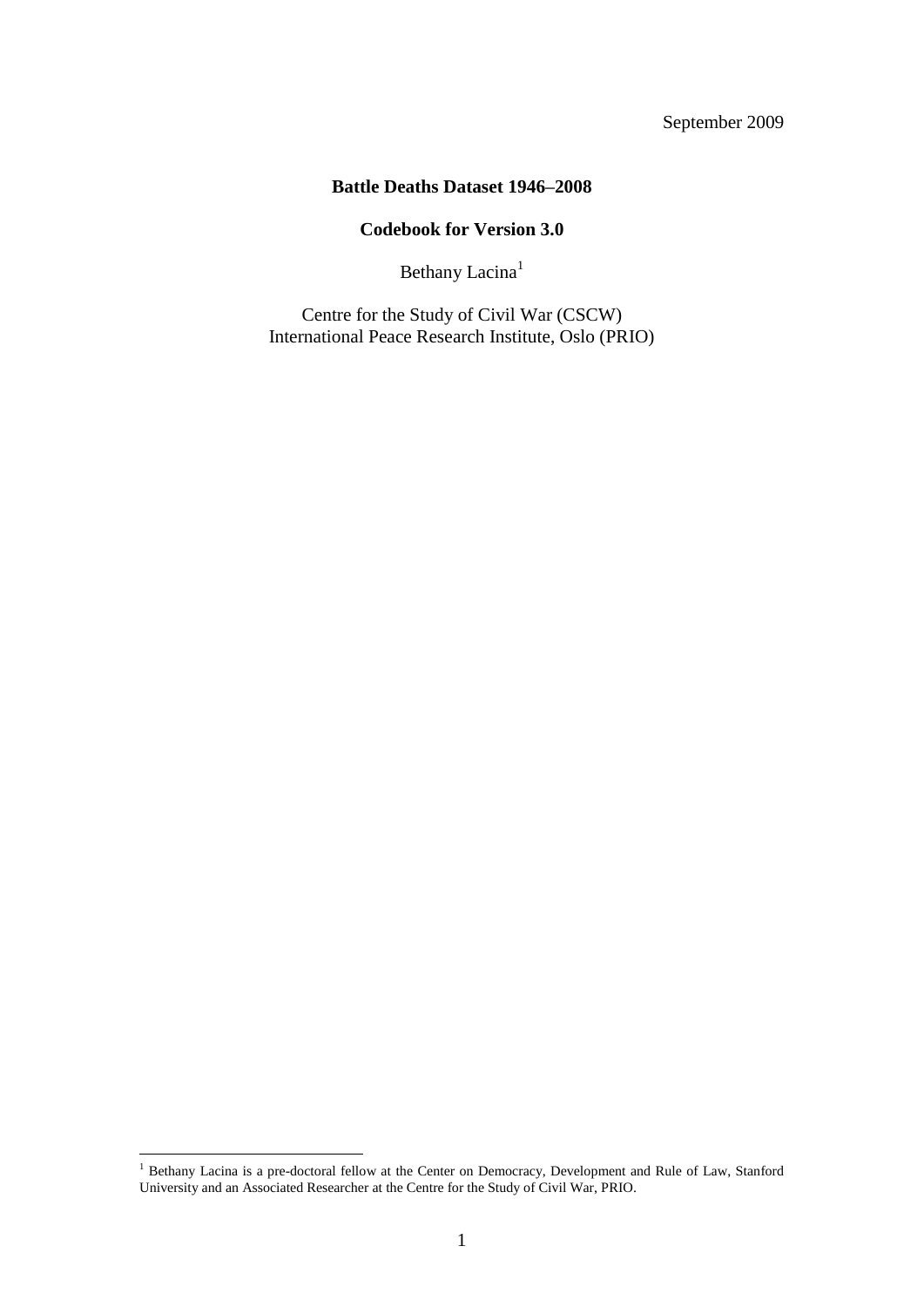September 2009

# Battle Deaths Dataset 1946–2008

## Codebook for Version 3.0

Bethany Lacina[1]

Centre for the Study of Civil War (CSCW)
International Peace Research Institute, Oslo (PRIO)

[1] Bethany Lacina is a pre-doctoral fellow at the Center on Democracy, Development and Rule of Law, Stanford University and an Associated Researcher at the Centre for the Study of Civil War, PRIO.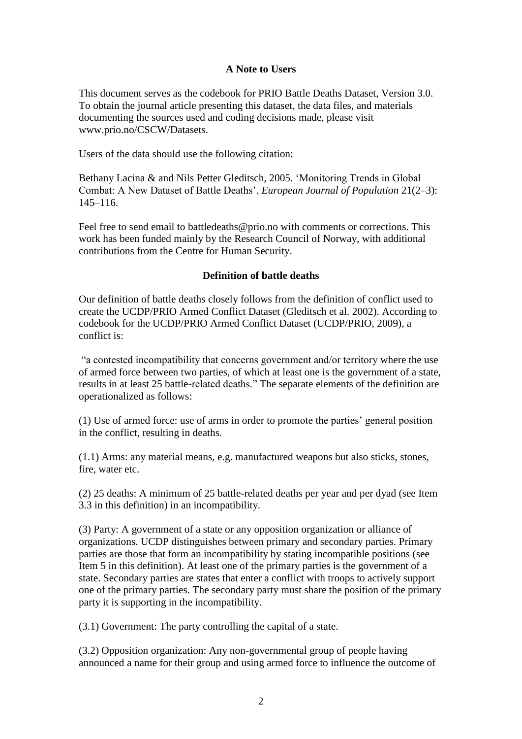## A Note to Users

This document serves as the codebook for PRIO Battle Deaths Dataset, Version 3.0. To obtain the journal article presenting this dataset, the data files, and materials documenting the sources used and coding decisions made, please visit www.prio.no/CSCW/Datasets.

Users of the data should use the following citation:

Bethany Lacina & and Nils Petter Gleditsch, 2005. 'Monitoring Trends in Global Combat: A New Dataset of Battle Deaths', *European Journal of Population* 21(2–3): 145–116.

Feel free to send email to battledeaths@prio.no with comments or corrections. This work has been funded mainly by the Research Council of Norway, with additional contributions from the Centre for Human Security.

## Definition of battle deaths

Our definition of battle deaths closely follows from the definition of conflict used to create the UCDP/PRIO Armed Conflict Dataset (Gleditsch et al. 2002). According to codebook for the UCDP/PRIO Armed Conflict Dataset (UCDP/PRIO, 2009), a conflict is:

"a contested incompatibility that concerns government and/or territory where the use of armed force between two parties, of which at least one is the government of a state, results in at least 25 battle-related deaths." The separate elements of the definition are operationalized as follows:

(1) Use of armed force: use of arms in order to promote the parties' general position in the conflict, resulting in deaths.

(1.1) Arms: any material means, e.g. manufactured weapons but also sticks, stones, fire, water etc.

(2) 25 deaths: A minimum of 25 battle-related deaths per year and per dyad (see Item 3.3 in this definition) in an incompatibility.

(3) Party: A government of a state or any opposition organization or alliance of organizations. UCDP distinguishes between primary and secondary parties. Primary parties are those that form an incompatibility by stating incompatible positions (see Item 5 in this definition). At least one of the primary parties is the government of a state. Secondary parties are states that enter a conflict with troops to actively support one of the primary parties. The secondary party must share the position of the primary party it is supporting in the incompatibility.

(3.1) Government: The party controlling the capital of a state.

(3.2) Opposition organization: Any non-governmental group of people having announced a name for their group and using armed force to influence the outcome of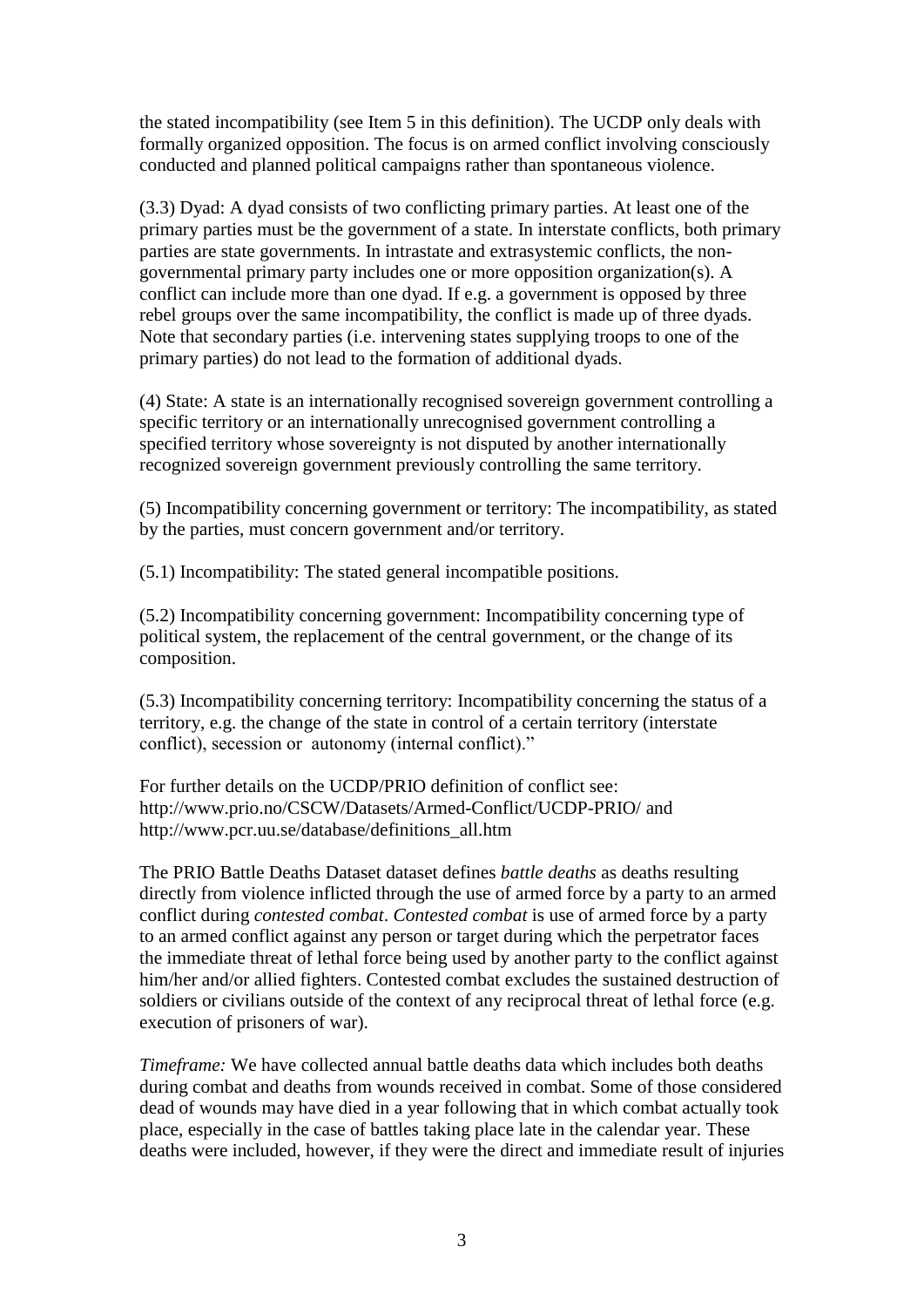the stated incompatibility (see Item 5 in this definition). The UCDP only deals with formally organized opposition. The focus is on armed conflict involving consciously conducted and planned political campaigns rather than spontaneous violence.

(3.3) Dyad: A dyad consists of two conflicting primary parties. At least one of the primary parties must be the government of a state. In interstate conflicts, both primary parties are state governments. In intrastate and extrasystemic conflicts, the non-governmental primary party includes one or more opposition organization(s). A conflict can include more than one dyad. If e.g. a government is opposed by three rebel groups over the same incompatibility, the conflict is made up of three dyads. Note that secondary parties (i.e. intervening states supplying troops to one of the primary parties) do not lead to the formation of additional dyads.

(4) State: A state is an internationally recognised sovereign government controlling a specific territory or an internationally unrecognised government controlling a specified territory whose sovereignty is not disputed by another internationally recognized sovereign government previously controlling the same territory.

(5) Incompatibility concerning government or territory: The incompatibility, as stated by the parties, must concern government and/or territory.

(5.1) Incompatibility: The stated general incompatible positions.

(5.2) Incompatibility concerning government: Incompatibility concerning type of political system, the replacement of the central government, or the change of its composition.

(5.3) Incompatibility concerning territory: Incompatibility concerning the status of a territory, e.g. the change of the state in control of a certain territory (interstate conflict), secession or autonomy (internal conflict)."

For further details on the UCDP/PRIO definition of conflict see: http://www.prio.no/CSCW/Datasets/Armed-Conflict/UCDP-PRIO/ and http://www.pcr.uu.se/database/definitions_all.htm

The PRIO Battle Deaths Dataset dataset defines *battle deaths* as deaths resulting directly from violence inflicted through the use of armed force by a party to an armed conflict during *contested combat*. *Contested combat* is use of armed force by a party to an armed conflict against any person or target during which the perpetrator faces the immediate threat of lethal force being used by another party to the conflict against him/her and/or allied fighters. Contested combat excludes the sustained destruction of soldiers or civilians outside of the context of any reciprocal threat of lethal force (e.g. execution of prisoners of war).

*Timeframe:* We have collected annual battle deaths data which includes both deaths during combat and deaths from wounds received in combat. Some of those considered dead of wounds may have died in a year following that in which combat actually took place, especially in the case of battles taking place late in the calendar year. These deaths were included, however, if they were the direct and immediate result of injuries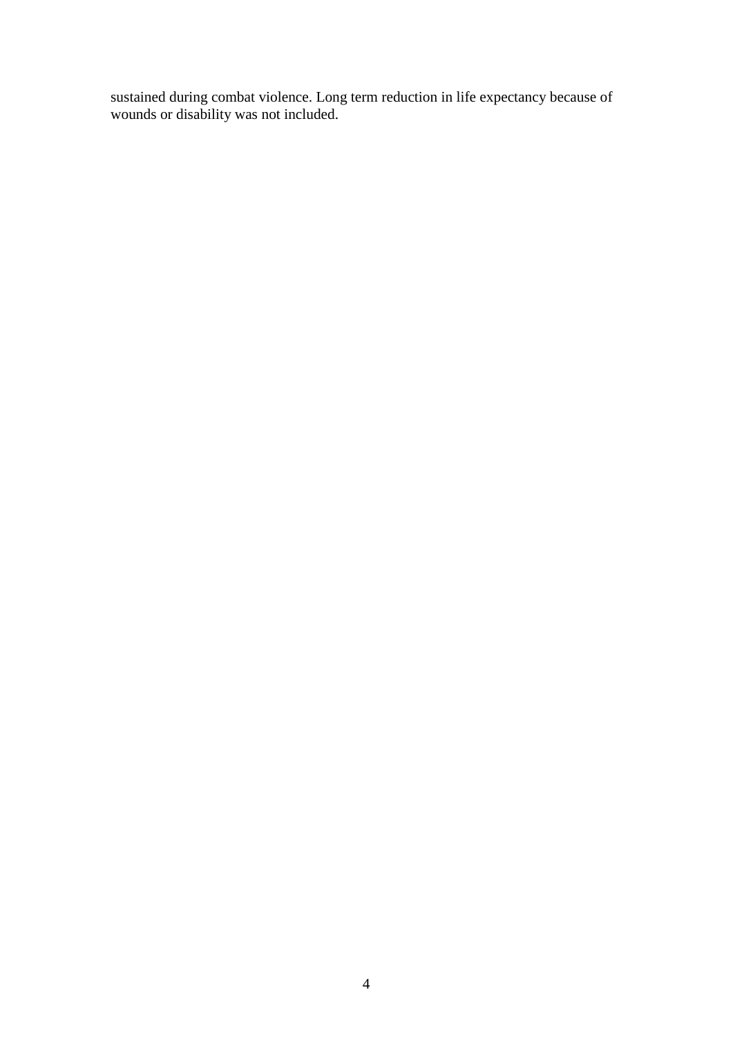sustained during combat violence. Long term reduction in life expectancy because of wounds or disability was not included.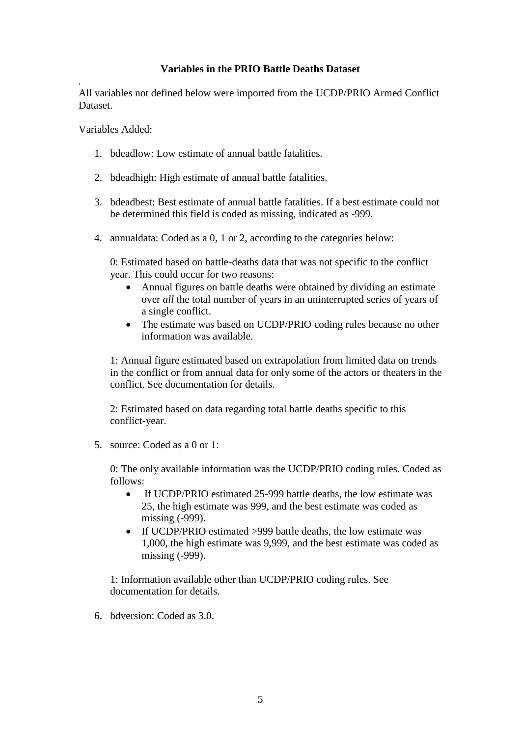**Variables in the PRIO Battle Deaths Dataset**

.
All variables not defined below were imported from the UCDP/PRIO Armed Conflict Dataset.

Variables Added:

1. bdeadlow: Low estimate of annual battle fatalities.

2. bdeadhigh: High estimate of annual battle fatalities.

3. bdeadbest: Best estimate of annual battle fatalities. If a best estimate could not be determined this field is coded as missing, indicated as -999.

4. annualdata: Coded as a 0, 1 or 2, according to the categories below:

   0: Estimated based on battle-deaths data that was not specific to the conflict year. This could occur for two reasons:
   - Annual figures on battle deaths were obtained by dividing an estimate over *all* the total number of years in an uninterrupted series of years of a single conflict.
   - The estimate was based on UCDP/PRIO coding rules because no other information was available.

   1: Annual figure estimated based on extrapolation from limited data on trends in the conflict or from annual data for only some of the actors or theaters in the conflict. See documentation for details.

   2: Estimated based on data regarding total battle deaths specific to this conflict-year.

5. source: Coded as a 0 or 1:

   0: The only available information was the UCDP/PRIO coding rules. Coded as follows:
   - If UCDP/PRIO estimated 25-999 battle deaths, the low estimate was 25, the high estimate was 999, and the best estimate was coded as missing (-999).
   - If UCDP/PRIO estimated >999 battle deaths, the low estimate was 1,000, the high estimate was 9,999, and the best estimate was coded as missing (-999).

   1: Information available other than UCDP/PRIO coding rules. See documentation for details.

6. bdversion: Coded as 3.0.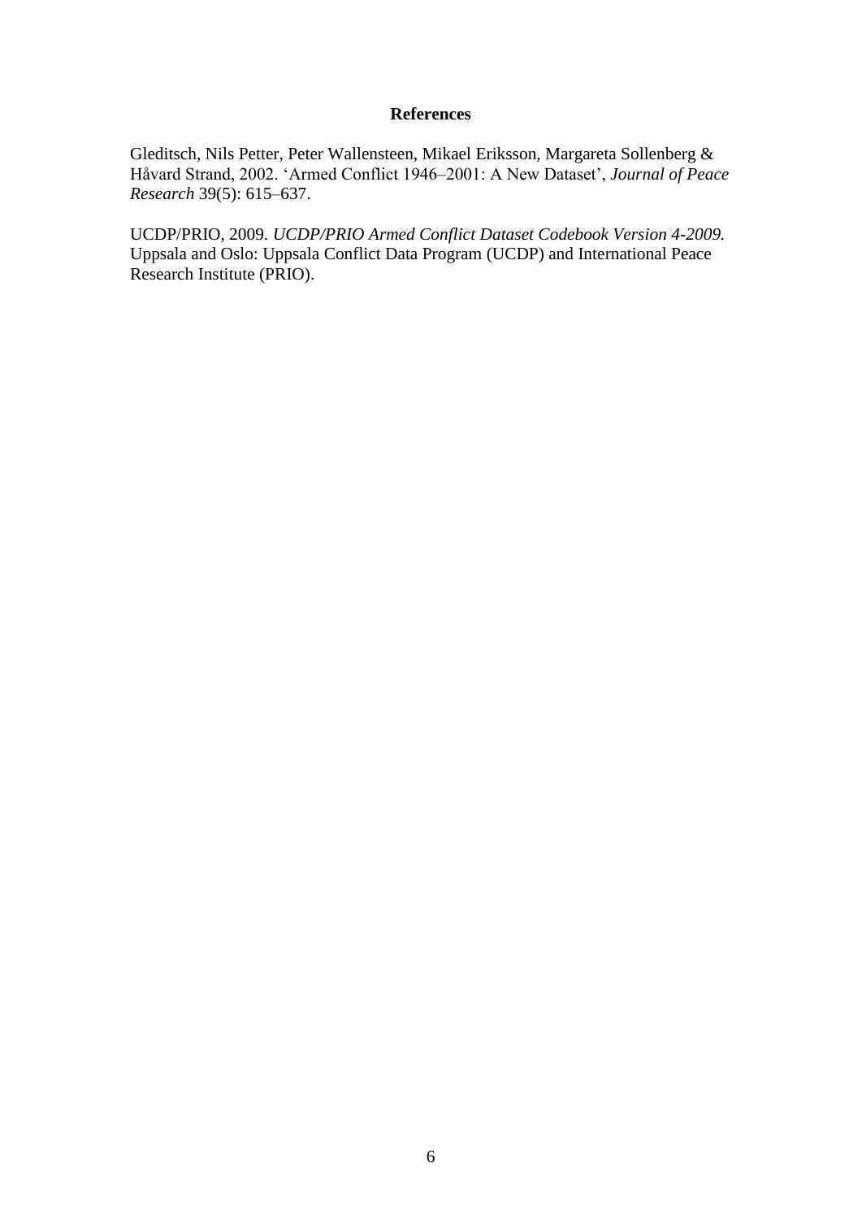## References

Gleditsch, Nils Petter, Peter Wallensteen, Mikael Eriksson, Margareta Sollenberg & Håvard Strand, 2002. 'Armed Conflict 1946–2001: A New Dataset', *Journal of Peace Research* 39(5): 615–637.

UCDP/PRIO, 2009. *UCDP/PRIO Armed Conflict Dataset Codebook Version 4-2009.* Uppsala and Oslo: Uppsala Conflict Data Program (UCDP) and International Peace Research Institute (PRIO).